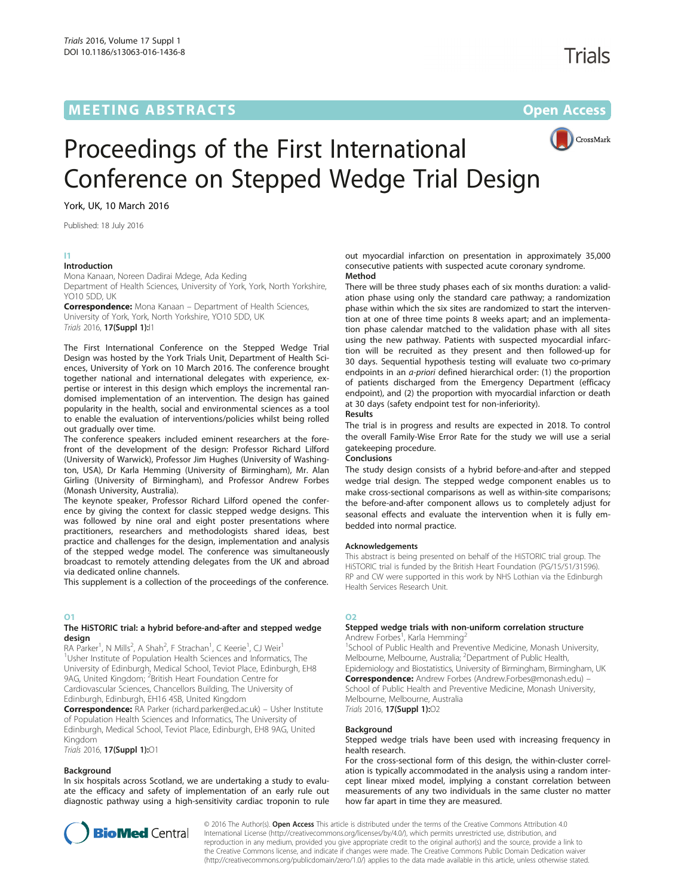MEETING ABSTRACTS

Open Access

# Proceedings of the First International Conference on Stepped Wedge Trial Design

York, UK, 10 March 2016

Published: 18 July 2016

## I1

### Introduction

Mona Kanaan, Noreen Dadirai Mdege, Ada Keding

Department of Health Sciences, University of York, York, North Yorkshire, YO10 5DD, UK

**Correspondence:** Mona Kanaan – Department of Health Sciences, University of York, York, North Yorkshire, YO10 5DD, UK

*Trials* 2016, **17(Suppl 1):**I1

The First International Conference on the Stepped Wedge Trial Design was hosted by the York Trials Unit, Department of Health Sciences, University of York on 10 March 2016. The conference brought together national and international delegates with experience, expertise or interest in this design which employs the incremental randomised implementation of an intervention. The design has gained popularity in the health, social and environmental sciences as a tool to enable the evaluation of interventions/policies whilst being rolled out gradually over time.

The conference speakers included eminent researchers at the forefront of the development of the design: Professor Richard Lilford (University of Warwick), Professor Jim Hughes (University of Washington, USA), Dr Karla Hemming (University of Birmingham), Mr. Alan Girling (University of Birmingham), and Professor Andrew Forbes (Monash University, Australia).

The keynote speaker, Professor Richard Lilford opened the conference by giving the context for classic stepped wedge designs. This was followed by nine oral and eight poster presentations where practitioners, researchers and methodologists shared ideas, best practice and challenges for the design, implementation and analysis of the stepped wedge model. The conference was simultaneously broadcast to remotely attending delegates from the UK and abroad via dedicated online channels.

This supplement is a collection of the proceedings of the conference.

## O1

### The HiSTORIC trial: a hybrid before-and-after and stepped wedge design

RA Parker[1], N Mills[2], A Shah[2], F Strachan[1], C Keerie[1], CJ Weir[1]

[1]Usher Institute of Population Health Sciences and Informatics, The University of Edinburgh, Medical School, Teviot Place, Edinburgh, EH8 9AG, United Kingdom; [2]British Heart Foundation Centre for Cardiovascular Sciences, Chancellors Building, The University of Edinburgh, Edinburgh, EH16 4SB, United Kingdom

**Correspondence:** RA Parker (richard.parker@ed.ac.uk) – Usher Institute of Population Health Sciences and Informatics, The University of Edinburgh, Medical School, Teviot Place, Edinburgh, EH8 9AG, United Kingdom

*Trials* 2016, **17(Suppl 1):**O1

#### Background

In six hospitals across Scotland, we are undertaking a study to evaluate the efficacy and safety of implementation of an early rule out diagnostic pathway using a high-sensitivity cardiac troponin to rule out myocardial infarction on presentation in approximately 35,000 consecutive patients with suspected acute coronary syndrome.

#### Method

There will be three study phases each of six months duration: a validation phase using only the standard care pathway; a randomization phase within which the six sites are randomized to start the intervention at one of three time points 8 weeks apart; and an implementation phase calendar matched to the validation phase with all sites using the new pathway. Patients with suspected myocardial infarction will be recruited as they present and then followed-up for 30 days. Sequential hypothesis testing will evaluate two co-primary endpoints in an *a-priori* defined hierarchical order: (1) the proportion of patients discharged from the Emergency Department (efficacy endpoint), and (2) the proportion with myocardial infarction or death at 30 days (safety endpoint test for non-inferiority).

#### Results

The trial is in progress and results are expected in 2018. To control the overall Family-Wise Error Rate for the study we will use a serial gatekeeping procedure.

#### Conclusions

The study design consists of a hybrid before-and-after and stepped wedge trial design. The stepped wedge component enables us to make cross-sectional comparisons as well as within-site comparisons; the before-and-after component allows us to completely adjust for seasonal effects and evaluate the intervention when it is fully embedded into normal practice.

#### Acknowledgements

This abstract is being presented on behalf of the HiSTORIC trial group. The HiSTORIC trial is funded by the British Heart Foundation (PG/15/51/31596). RP and CW were supported in this work by NHS Lothian via the Edinburgh Health Services Research Unit.

## O2

### Stepped wedge trials with non-uniform correlation structure

Andrew Forbes[1], Karla Hemming[2]

[1]School of Public Health and Preventive Medicine, Monash University, Melbourne, Melbourne, Australia; [2]Department of Public Health, Epidemiology and Biostatistics, University of Birmingham, Birmingham, UK

**Correspondence:** Andrew Forbes (Andrew.Forbes@monash.edu) – School of Public Health and Preventive Medicine, Monash University, Melbourne, Melbourne, Australia

*Trials* 2016, **17(Suppl 1):**O2

#### Background

Stepped wedge trials have been used with increasing frequency in health research.

For the cross-sectional form of this design, the within-cluster correlation is typically accommodated in the analysis using a random intercept linear mixed model, implying a constant correlation between measurements of any two individuals in the same cluster no matter how far apart in time they are measured.

© 2016 The Author(s). **Open Access** This article is distributed under the terms of the Creative Commons Attribution 4.0 International License (http://creativecommons.org/licenses/by/4.0/), which permits unrestricted use, distribution, and reproduction in any medium, provided you give appropriate credit to the original author(s) and the source, provide a link to the Creative Commons license, and indicate if changes were made. The Creative Commons Public Domain Dedication waiver (http://creativecommons.org/publicdomain/zero/1.0/) applies to the data made available in this article, unless otherwise stated.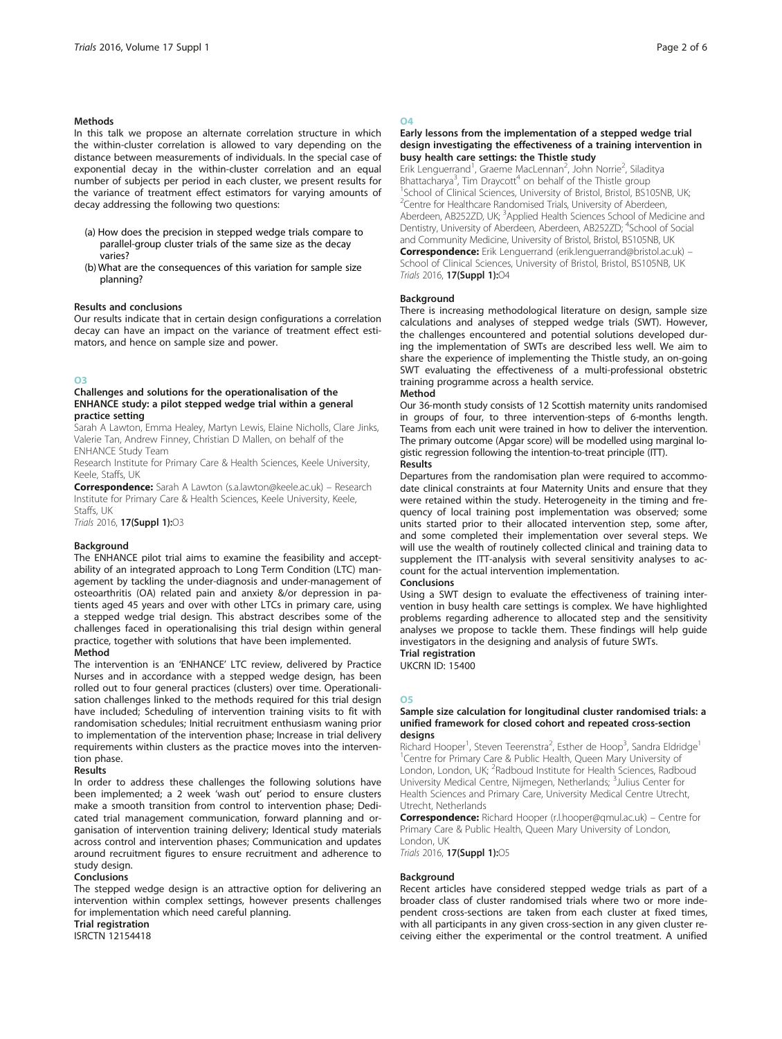### Methods

In this talk we propose an alternate correlation structure in which the within-cluster correlation is allowed to vary depending on the distance between measurements of individuals. In the special case of exponential decay in the within-cluster correlation and an equal number of subjects per period in each cluster, we present results for the variance of treatment effect estimators for varying amounts of decay addressing the following two questions:

(a) How does the precision in stepped wedge trials compare to parallel-group cluster trials of the same size as the decay varies?

(b) What are the consequences of this variation for sample size planning?

### Results and conclusions

Our results indicate that in certain design configurations a correlation decay can have an impact on the variance of treatment effect estimators, and hence on sample size and power.

## O3

### Challenges and solutions for the operationalisation of the ENHANCE study: a pilot stepped wedge trial within a general practice setting

Sarah A Lawton, Emma Healey, Martyn Lewis, Elaine Nicholls, Clare Jinks, Valerie Tan, Andrew Finney, Christian D Mallen, on behalf of the ENHANCE Study Team

Research Institute for Primary Care & Health Sciences, Keele University, Keele, Staffs, UK

**Correspondence:** Sarah A Lawton (s.a.lawton@keele.ac.uk) – Research Institute for Primary Care & Health Sciences, Keele University, Keele, Staffs, UK

*Trials* 2016, **17(Suppl 1):**O3

### Background

The ENHANCE pilot trial aims to examine the feasibility and acceptability of an integrated approach to Long Term Condition (LTC) management by tackling the under-diagnosis and under-management of osteoarthritis (OA) related pain and anxiety &/or depression in patients aged 45 years and over with other LTCs in primary care, using a stepped wedge trial design. This abstract describes some of the challenges faced in operationalising this trial design within general practice, together with solutions that have been implemented.

### Method

The intervention is an 'ENHANCE' LTC review, delivered by Practice Nurses and in accordance with a stepped wedge design, has been rolled out to four general practices (clusters) over time. Operationalisation challenges linked to the methods required for this trial design have included; Scheduling of intervention training visits to fit with randomisation schedules; Initial recruitment enthusiasm waning prior to implementation of the intervention phase; Increase in trial delivery requirements within clusters as the practice moves into the intervention phase.

### Results

In order to address these challenges the following solutions have been implemented; a 2 week 'wash out' period to ensure clusters make a smooth transition from control to intervention phase; Dedicated trial management communication, forward planning and organisation of intervention training delivery; Identical study materials across control and intervention phases; Communication and updates around recruitment figures to ensure recruitment and adherence to study design.

### Conclusions

The stepped wedge design is an attractive option for delivering an intervention within complex settings, however presents challenges for implementation which need careful planning.

### Trial registration

ISRCTN 12154418

## O4

### Early lessons from the implementation of a stepped wedge trial design investigating the effectiveness of a training intervention in busy health care settings: the Thistle study

Erik Lenguerrand[1], Graeme MacLennan[2], John Norrie[2], Siladitya Bhattacharya[3], Tim Draycott[4] on behalf of the Thistle group

[1]School of Clinical Sciences, University of Bristol, Bristol, BS105NB, UK; [2]Centre for Healthcare Randomised Trials, University of Aberdeen, Aberdeen, AB252ZD, UK; [3]Applied Health Sciences School of Medicine and Dentistry, University of Aberdeen, Aberdeen, AB252ZD; [4]School of Social and Community Medicine, University of Bristol, Bristol, BS105NB, UK

**Correspondence:** Erik Lenguerrand (erik.lenguerrand@bristol.ac.uk) – School of Clinical Sciences, University of Bristol, Bristol, BS105NB, UK

*Trials* 2016, **17(Suppl 1):**O4

### Background

There is increasing methodological literature on design, sample size calculations and analyses of stepped wedge trials (SWT). However, the challenges encountered and potential solutions developed during the implementation of SWTs are described less well. We aim to share the experience of implementing the Thistle study, an on-going SWT evaluating the effectiveness of a multi-professional obstetric training programme across a health service.

### Method

Our 36-month study consists of 12 Scottish maternity units randomised in groups of four, to three intervention-steps of 6-months length. Teams from each unit were trained in how to deliver the intervention. The primary outcome (Apgar score) will be modelled using marginal logistic regression following the intention-to-treat principle (ITT).

### Results

Departures from the randomisation plan were required to accommodate clinical constraints at four Maternity Units and ensure that they were retained within the study. Heterogeneity in the timing and frequency of local training post implementation was observed; some units started prior to their allocated intervention step, some after, and some completed their implementation over several steps. We will use the wealth of routinely collected clinical and training data to supplement the ITT-analysis with several sensitivity analyses to account for the actual intervention implementation.

### Conclusions

Using a SWT design to evaluate the effectiveness of training intervention in busy health care settings is complex. We have highlighted problems regarding adherence to allocated step and the sensitivity analyses we propose to tackle them. These findings will help guide investigators in the designing and analysis of future SWTs.

### Trial registration

UKCRN ID: 15400

## O5

### Sample size calculation for longitudinal cluster randomised trials: a unified framework for closed cohort and repeated cross-section designs

Richard Hooper[1], Steven Teerenstra[2], Esther de Hoop[3], Sandra Eldridge[1]

[1]Centre for Primary Care & Public Health, Queen Mary University of London, London, UK; [2]Radboud Institute for Health Sciences, Radboud University Medical Centre, Nijmegen, Netherlands; [3]Julius Center for Health Sciences and Primary Care, University Medical Centre Utrecht, Utrecht, Netherlands

**Correspondence:** Richard Hooper (r.l.hooper@qmul.ac.uk) – Centre for Primary Care & Public Health, Queen Mary University of London, London, UK

*Trials* 2016, **17(Suppl 1):**O5

### Background

Recent articles have considered stepped wedge trials as part of a broader class of cluster randomised trials where two or more independent cross-sections are taken from each cluster at fixed times, with all participants in any given cross-section in any given cluster receiving either the experimental or the control treatment. A unified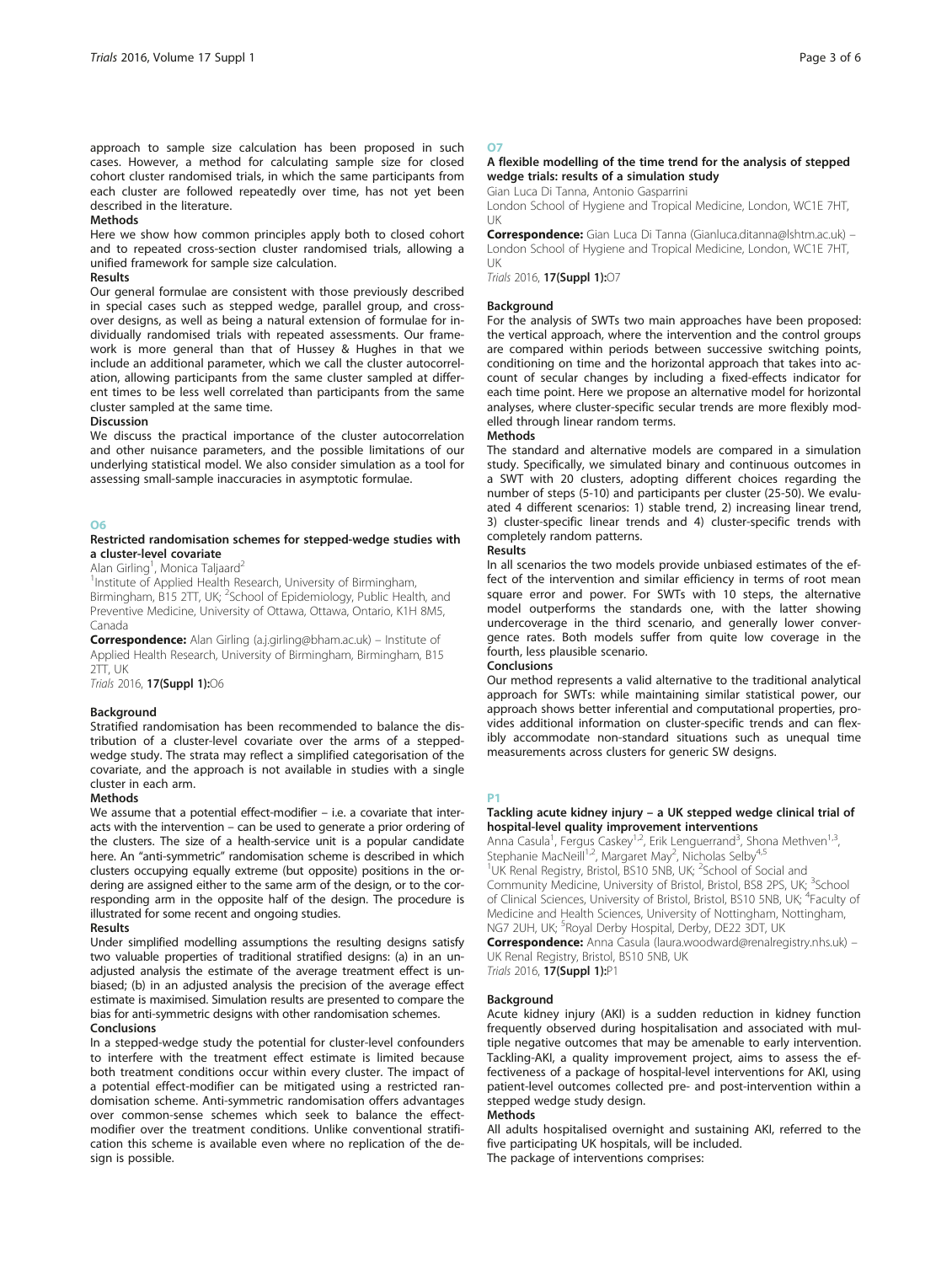approach to sample size calculation has been proposed in such cases. However, a method for calculating sample size for closed cohort cluster randomised trials, in which the same participants from each cluster are followed repeatedly over time, has not yet been described in the literature.

#### Methods

Here we show how common principles apply both to closed cohort and to repeated cross-section cluster randomised trials, allowing a unified framework for sample size calculation.

#### Results

Our general formulae are consistent with those previously described in special cases such as stepped wedge, parallel group, and cross-over designs, as well as being a natural extension of formulae for individually randomised trials with repeated assessments. Our framework is more general than that of Hussey & Hughes in that we include an additional parameter, which we call the cluster autocorrelation, allowing participants from the same cluster sampled at different times to be less well correlated than participants from the same cluster sampled at the same time.

#### Discussion

We discuss the practical importance of the cluster autocorrelation and other nuisance parameters, and the possible limitations of our underlying statistical model. We also consider simulation as a tool for assessing small-sample inaccuracies in asymptotic formulae.

## O6

### Restricted randomisation schemes for stepped-wedge studies with a cluster-level covariate

Alan Girling[1], Monica Taljaard[2]

[1]Institute of Applied Health Research, University of Birmingham, Birmingham, B15 2TT, UK; [2]School of Epidemiology, Public Health, and Preventive Medicine, University of Ottawa, Ottawa, Ontario, K1H 8M5, Canada

**Correspondence:** Alan Girling (a.j.girling@bham.ac.uk) – Institute of Applied Health Research, University of Birmingham, Birmingham, B15 2TT, UK

*Trials* 2016, **17(Suppl 1):**O6

#### Background

Stratified randomisation has been recommended to balance the distribution of a cluster-level covariate over the arms of a stepped-wedge study. The strata may reflect a simplified categorisation of the covariate, and the approach is not available in studies with a single cluster in each arm.

#### Methods

We assume that a potential effect-modifier – i.e. a covariate that interacts with the intervention – can be used to generate a prior ordering of the clusters. The size of a health-service unit is a popular candidate here. An "anti-symmetric" randomisation scheme is described in which clusters occupying equally extreme (but opposite) positions in the ordering are assigned either to the same arm of the design, or to the corresponding arm in the opposite half of the design. The procedure is illustrated for some recent and ongoing studies.

#### Results

Under simplified modelling assumptions the resulting designs satisfy two valuable properties of traditional stratified designs: (a) in an unadjusted analysis the estimate of the average treatment effect is unbiased; (b) in an adjusted analysis the precision of the average effect estimate is maximised. Simulation results are presented to compare the bias for anti-symmetric designs with other randomisation schemes.

#### Conclusions

In a stepped-wedge study the potential for cluster-level confounders to interfere with the treatment effect estimate is limited because both treatment conditions occur within every cluster. The impact of a potential effect-modifier can be mitigated using a restricted randomisation scheme. Anti-symmetric randomisation offers advantages over common-sense schemes which seek to balance the effect-modifier over the treatment conditions. Unlike conventional stratification this scheme is available even where no replication of the design is possible.

## O7

### A flexible modelling of the time trend for the analysis of stepped wedge trials: results of a simulation study

Gian Luca Di Tanna, Antonio Gasparrini

London School of Hygiene and Tropical Medicine, London, WC1E 7HT, UK

**Correspondence:** Gian Luca Di Tanna (Gianluca.ditanna@lshtm.ac.uk) – London School of Hygiene and Tropical Medicine, London, WC1E 7HT, UK

*Trials* 2016, **17(Suppl 1):**O7

#### Background

For the analysis of SWTs two main approaches have been proposed: the vertical approach, where the intervention and the control groups are compared within periods between successive switching points, conditioning on time and the horizontal approach that takes into account of secular changes by including a fixed-effects indicator for each time point. Here we propose an alternative model for horizontal analyses, where cluster-specific secular trends are more flexibly modelled through linear random terms.

#### Methods

The standard and alternative models are compared in a simulation study. Specifically, we simulated binary and continuous outcomes in a SWT with 20 clusters, adopting different choices regarding the number of steps (5-10) and participants per cluster (25-50). We evaluated 4 different scenarios: 1) stable trend, 2) increasing linear trend, 3) cluster-specific linear trends and 4) cluster-specific trends with completely random patterns.

#### Results

In all scenarios the two models provide unbiased estimates of the effect of the intervention and similar efficiency in terms of root mean square error and power. For SWTs with 10 steps, the alternative model outperforms the standards one, with the latter showing undercoverage in the third scenario, and generally lower convergence rates. Both models suffer from quite low coverage in the fourth, less plausible scenario.

#### Conclusions

Our method represents a valid alternative to the traditional analytical approach for SWTs: while maintaining similar statistical power, our approach shows better inferential and computational properties, provides additional information on cluster-specific trends and can flexibly accommodate non-standard situations such as unequal time measurements across clusters for generic SW designs.

## P1

### Tackling acute kidney injury – a UK stepped wedge clinical trial of hospital-level quality improvement interventions

Anna Casula[1], Fergus Caskey[1,2], Erik Lenguerrand[3], Shona Methven[1,3], Stephanie MacNeill[1,2], Margaret May[2], Nicholas Selby[4,5]

[1]UK Renal Registry, Bristol, BS10 5NB, UK; [2]School of Social and Community Medicine, University of Bristol, Bristol, BS8 2PS, UK; [3]School of Clinical Sciences, University of Bristol, Bristol, BS10 5NB, UK; [4]Faculty of Medicine and Health Sciences, University of Nottingham, Nottingham, NG7 2UH, UK; [5]Royal Derby Hospital, Derby, DE22 3DT, UK

**Correspondence:** Anna Casula (laura.woodward@renalregistry.nhs.uk) – UK Renal Registry, Bristol, BS10 5NB, UK

*Trials* 2016, **17(Suppl 1):**P1

#### Background

Acute kidney injury (AKI) is a sudden reduction in kidney function frequently observed during hospitalisation and associated with multiple negative outcomes that may be amenable to early intervention. Tackling-AKI, a quality improvement project, aims to assess the effectiveness of a package of hospital-level interventions for AKI, using patient-level outcomes collected pre- and post-intervention within a stepped wedge study design.

#### Methods

All adults hospitalised overnight and sustaining AKI, referred to the five participating UK hospitals, will be included.

The package of interventions comprises: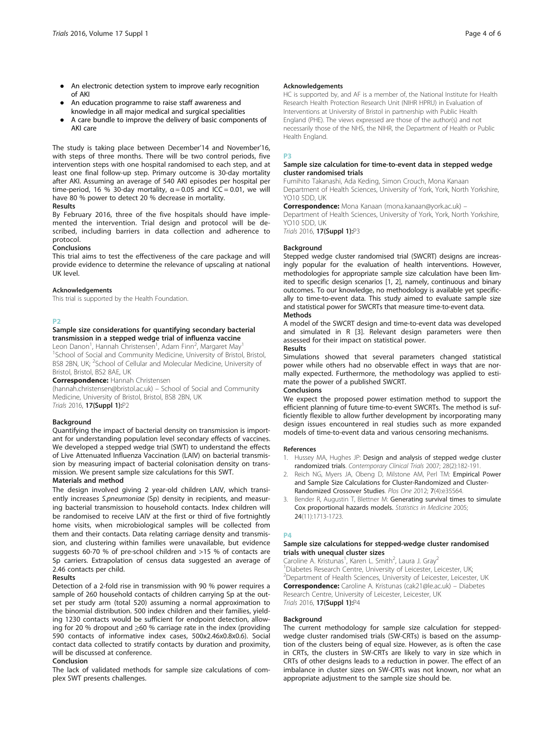- An electronic detection system to improve early recognition of AKI
- An education programme to raise staff awareness and knowledge in all major medical and surgical specialities
- A care bundle to improve the delivery of basic components of AKI care

The study is taking place between December'14 and November'16, with steps of three months. There will be two control periods, five intervention steps with one hospital randomised to each step, and at least one final follow-up step. Primary outcome is 30-day mortality after AKI. Assuming an average of 540 AKI episodes per hospital per time-period, 16 % 30-day mortality, $\alpha = 0.05$ and ICC = 0.01, we will have 80 % power to detect 20 % decrease in mortality.

### Results

By February 2016, three of the five hospitals should have implemented the intervention. Trial design and protocol will be described, including barriers in data collection and adherence to protocol.

### Conclusions

This trial aims to test the effectiveness of the care package and will provide evidence to determine the relevance of upscaling at national UK level.

### Acknowledgements

This trial is supported by the Health Foundation.

## P2

## Sample size considerations for quantifying secondary bacterial transmission in a stepped wedge trial of influenza vaccine

Leon Danon[1], Hannah Christensen[1], Adam Finn[2], Margaret May[1]

[1]School of Social and Community Medicine, University of Bristol, Bristol, BS8 2BN, UK; [2]School of Cellular and Molecular Medicine, University of Bristol, Bristol, BS2 8AE, UK

**Correspondence:** Hannah Christensen (hannah.christensen@bristol.ac.uk) – School of Social and Community Medicine, University of Bristol, Bristol, BS8 2BN, UK

*Trials* 2016, **17(Suppl 1):**P2

### Background

Quantifying the impact of bacterial density on transmission is important for understanding population level secondary effects of vaccines. We developed a stepped wedge trial (SWT) to understand the effects of Live Attenuated Influenza Vaccination (LAIV) on bacterial transmission by measuring impact of bacterial colonisation density on transmission. We present sample size calculations for this SWT.

### Materials and method

The design involved giving 2 year-old children LAIV, which transiently increases *S.pneumoniae* (Sp) density in recipients, and measuring bacterial transmission to household contacts. Index children will be randomised to receive LAIV at the first or third of five fortnightly home visits, when microbiological samples will be collected from them and their contacts. Data relating carriage density and transmission, and clustering within families were unavailable, but evidence suggests 60-70 % of pre-school children and >15 % of contacts are Sp carriers. Extrapolation of census data suggested an average of 2.46 contacts per child.

### Results

Detection of a 2-fold rise in transmission with 90 % power requires a sample of 260 household contacts of children carrying Sp at the outset per study arm (total 520) assuming a normal approximation to the binomial distribution. 500 index children and their families, yielding 1230 contacts would be sufficient for endpoint detection, allowing for 20 % dropout and ≥60 % carriage rate in the index (providing 590 contacts of informative index cases, 500x2.46x0.8x0.6). Social contact data collected to stratify contacts by duration and proximity, will be discussed at conference.

### Conclusion

The lack of validated methods for sample size calculations of complex SWT presents challenges.

### Acknowledgements

HC is supported by, and AF is a member of, the National Institute for Health Research Health Protection Research Unit (NIHR HPRU) in Evaluation of Interventions at University of Bristol in partnership with Public Health England (PHE). The views expressed are those of the author(s) and not necessarily those of the NHS, the NIHR, the Department of Health or Public Health England.

## P3

## Sample size calculation for time-to-event data in stepped wedge cluster randomised trials

Fumihito Takanashi, Ada Keding, Simon Crouch, Mona Kanaan

Department of Health Sciences, University of York, York, North Yorkshire, YO10 5DD, UK

**Correspondence:** Mona Kanaan (mona.kanaan@york.ac.uk) – Department of Health Sciences, University of York, York, North Yorkshire, YO10 5DD, UK

*Trials* 2016, **17(Suppl 1):**P3

### Background

Stepped wedge cluster randomised trial (SWCRT) designs are increasingly popular for the evaluation of health interventions. However, methodologies for appropriate sample size calculation have been limited to specific design scenarios [1, 2], namely, continuous and binary outcomes. To our knowledge, no methodology is available yet specifically to time-to-event data. This study aimed to evaluate sample size and statistical power for SWCRTs that measure time-to-event data.

### Methods

A model of the SWCRT design and time-to-event data was developed and simulated in R [3]. Relevant design parameters were then assessed for their impact on statistical power.

### Results

Simulations showed that several parameters changed statistical power while others had no observable effect in ways that are normally expected. Furthermore, the methodology was applied to estimate the power of a published SWCRT.

### Conclusions

We expect the proposed power estimation method to support the efficient planning of future time-to-event SWCRTs. The method is sufficiently flexible to allow further development by incorporating many design issues encountered in real studies such as more expanded models of time-to-event data and various censoring mechanisms.

### References

1. Hussey MA, Hughes JP: **Design and analysis of stepped wedge cluster randomized trials**. *Contemporary Clinical Trials* 2007; 28(2):182-191.
2. Reich NG, Myers JA, Obeng D, Milstone AM, Perl TM: **Empirical Power and Sample Size Calculations for Cluster-Randomized and Cluster-Randomized Crossover Studies**. *Plos One* 2012; 7(4):e35564.
3. Bender R, Augustin T, Blettner M: **Generating survival times to simulate Cox proportional hazards models**. *Statistics in Medicine* 2005; 24(11):1713-1723.

## P4

## Sample size calculations for stepped-wedge cluster randomised trials with unequal cluster sizes

Caroline A. Kristunas[1], Karen L. Smith[2], Laura J. Gray[2]

[1]Diabetes Research Centre, University of Leicester, Leicester, UK; [2]Department of Health Sciences, University of Leicester, Leicester, UK

**Correspondence:** Caroline A. Kristunas (cak21@le.ac.uk) – Diabetes Research Centre, University of Leicester, Leicester, UK

*Trials* 2016, **17(Suppl 1):**P4

### Background

The current methodology for sample size calculation for stepped-wedge cluster randomised trials (SW-CRTs) is based on the assumption of the clusters being of equal size. However, as is often the case in CRTs, the clusters in SW-CRTs are likely to vary in size which in CRTs of other designs leads to a reduction in power. The effect of an imbalance in cluster sizes on SW-CRTs was not known, nor what an appropriate adjustment to the sample size should be.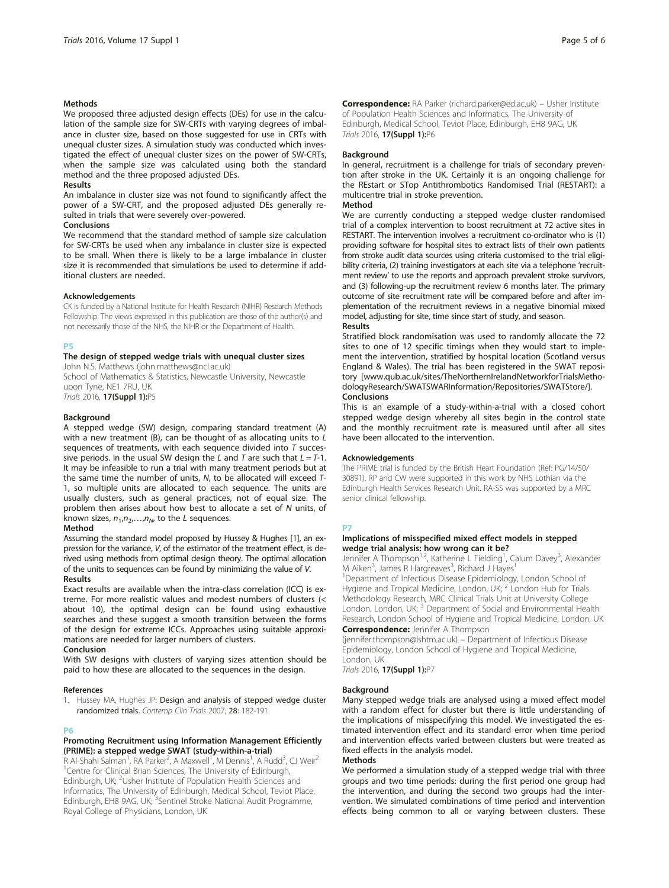#### Methods

We proposed three adjusted design effects (DEs) for use in the calculation of the sample size for SW-CRTs with varying degrees of imbalance in cluster size, based on those suggested for use in CRTs with unequal cluster sizes. A simulation study was conducted which investigated the effect of unequal cluster sizes on the power of SW-CRTs, when the sample size was calculated using both the standard method and the three proposed adjusted DEs.

#### Results

An imbalance in cluster size was not found to significantly affect the power of a SW-CRT, and the proposed adjusted DEs generally resulted in trials that were severely over-powered.

#### Conclusions

We recommend that the standard method of sample size calculation for SW-CRTs be used when any imbalance in cluster size is expected to be small. When there is likely to be a large imbalance in cluster size it is recommended that simulations be used to determine if additional clusters are needed.

#### Acknowledgements

CK is funded by a National Institute for Health Research (NIHR) Research Methods Fellowship. The views expressed in this publication are those of the author(s) and not necessarily those of the NHS, the NIHR or the Department of Health.

## P5

### The design of stepped wedge trials with unequal cluster sizes

John N.S. Matthews (john.matthews@ncl.ac.uk)
School of Mathematics & Statistics, Newcastle University, Newcastle upon Tyne, NE1 7RU, UK
*Trials* 2016, **17(Suppl 1):**P5

#### Background

A stepped wedge (SW) design, comparing standard treatment (A) with a new treatment (B), can be thought of as allocating units to $L$ sequences of treatments, with each sequence divided into $T$ successive periods. In the usual SW design the $L$ and $T$ are such that $L = T$-1. It may be infeasible to run a trial with many treatment periods but at the same time the number of units, $N$, to be allocated will exceed $T$-1, so multiple units are allocated to each sequence. The units are usually clusters, such as general practices, not of equal size. The problem then arises about how best to allocate a set of $N$ units, of known sizes, $n_1, n_2, \ldots, n_N$, to the $L$ sequences.

#### Method

Assuming the standard model proposed by Hussey & Hughes [1], an expression for the variance, $V$, of the estimator of the treatment effect, is derived using methods from optimal design theory. The optimal allocation of the units to sequences can be found by minimizing the value of $V$.

#### Results

Exact results are available when the intra-class correlation (ICC) is extreme. For more realistic values and modest numbers of clusters (< about 10), the optimal design can be found using exhaustive searches and these suggest a smooth transition between the forms of the design for extreme ICCs. Approaches using suitable approximations are needed for larger numbers of clusters.

#### Conclusion

With SW designs with clusters of varying sizes attention should be paid to how these are allocated to the sequences in the design.

#### References

1. Hussey MA, Hughes JP: Design and analysis of stepped wedge cluster randomized trials. *Contemp Clin Trials* 2007; **28**: 182-191.

## P6

### Promoting Recruitment using Information Management Efficiently (PRIME): a stepped wedge SWAT (study-within-a-trial)

R Al-Shahi Salman[1], RA Parker[2], A Maxwell[1], M Dennis[1], A Rudd[3], CJ Weir[2]
[1]Centre for Clinical Brian Sciences, The University of Edinburgh, Edinburgh, UK; [2]Usher Institute of Population Health Sciences and Informatics, The University of Edinburgh, Medical School, Teviot Place, Edinburgh, EH8 9AG, UK; [3]Sentinel Stroke National Audit Programme, Royal College of Physicians, London, UK

**Correspondence:** RA Parker (richard.parker@ed.ac.uk) – Usher Institute of Population Health Sciences and Informatics, The University of Edinburgh, Medical School, Teviot Place, Edinburgh, EH8 9AG, UK
*Trials* 2016, **17(Suppl 1):**P6

#### Background

In general, recruitment is a challenge for trials of secondary prevention after stroke in the UK. Certainly it is an ongoing challenge for the REstart or STop Antithrombotics Randomised Trial (RESTART): a multicentre trial in stroke prevention.

#### Method

We are currently conducting a stepped wedge cluster randomised trial of a complex intervention to boost recruitment at 72 active sites in RESTART. The intervention involves a recruitment co-ordinator who is (1) providing software for hospital sites to extract lists of their own patients from stroke audit data sources using criteria customised to the trial eligibility criteria, (2) training investigators at each site via a telephone 'recruitment review' to use the reports and approach prevalent stroke survivors, and (3) following-up the recruitment review 6 months later. The primary outcome of site recruitment rate will be compared before and after implementation of the recruitment reviews in a negative binomial mixed model, adjusting for site, time since start of study, and season.

#### Results

Stratified block randomisation was used to randomly allocate the 72 sites to one of 12 specific timings when they would start to implement the intervention, stratified by hospital location (Scotland versus England & Wales). The trial has been registered in the SWAT repository [www.qub.ac.uk/sites/TheNorthernIrelandNetworkforTrialsMethodologyResearch/SWATSWARInformation/Repositories/SWATStore/].

#### Conclusions

This is an example of a study-within-a-trial with a closed cohort stepped wedge design whereby all sites begin in the control state and the monthly recruitment rate is measured until after all sites have been allocated to the intervention.

#### Acknowledgements

The PRIME trial is funded by the British Heart Foundation (Ref: PG/14/50/30891). RP and CW were supported in this work by NHS Lothian via the Edinburgh Health Services Research Unit. RA-SS was supported by a MRC senior clinical fellowship.

## P7

### Implications of misspecified mixed effect models in stepped wedge trial analysis: how wrong can it be?

Jennifer A Thompson[1,2], Katherine L Fielding[1], Calum Davey[3], Alexander M Aiken[3], James R Hargreaves[3], Richard J Hayes[1]
[1]Department of Infectious Disease Epidemiology, London School of Hygiene and Tropical Medicine, London, UK; [2] London Hub for Trials Methodology Research, MRC Clinical Trials Unit at University College London, London, UK; [3] Department of Social and Environmental Health Research, London School of Hygiene and Tropical Medicine, London, UK

**Correspondence:** Jennifer A Thompson (jennifer.thompson@lshtm.ac.uk) – Department of Infectious Disease Epidemiology, London School of Hygiene and Tropical Medicine, London, UK
*Trials* 2016, **17(Suppl 1):**P7

#### Background

Many stepped wedge trials are analysed using a mixed effect model with a random effect for cluster but there is little understanding of the implications of misspecifying this model. We investigated the estimated intervention effect and its standard error when time period and intervention effects varied between clusters but were treated as fixed effects in the analysis model.

#### Methods

We performed a simulation study of a stepped wedge trial with three groups and two time periods: during the first period one group had the intervention, and during the second two groups had the intervention. We simulated combinations of time period and intervention effects being common to all or varying between clusters. These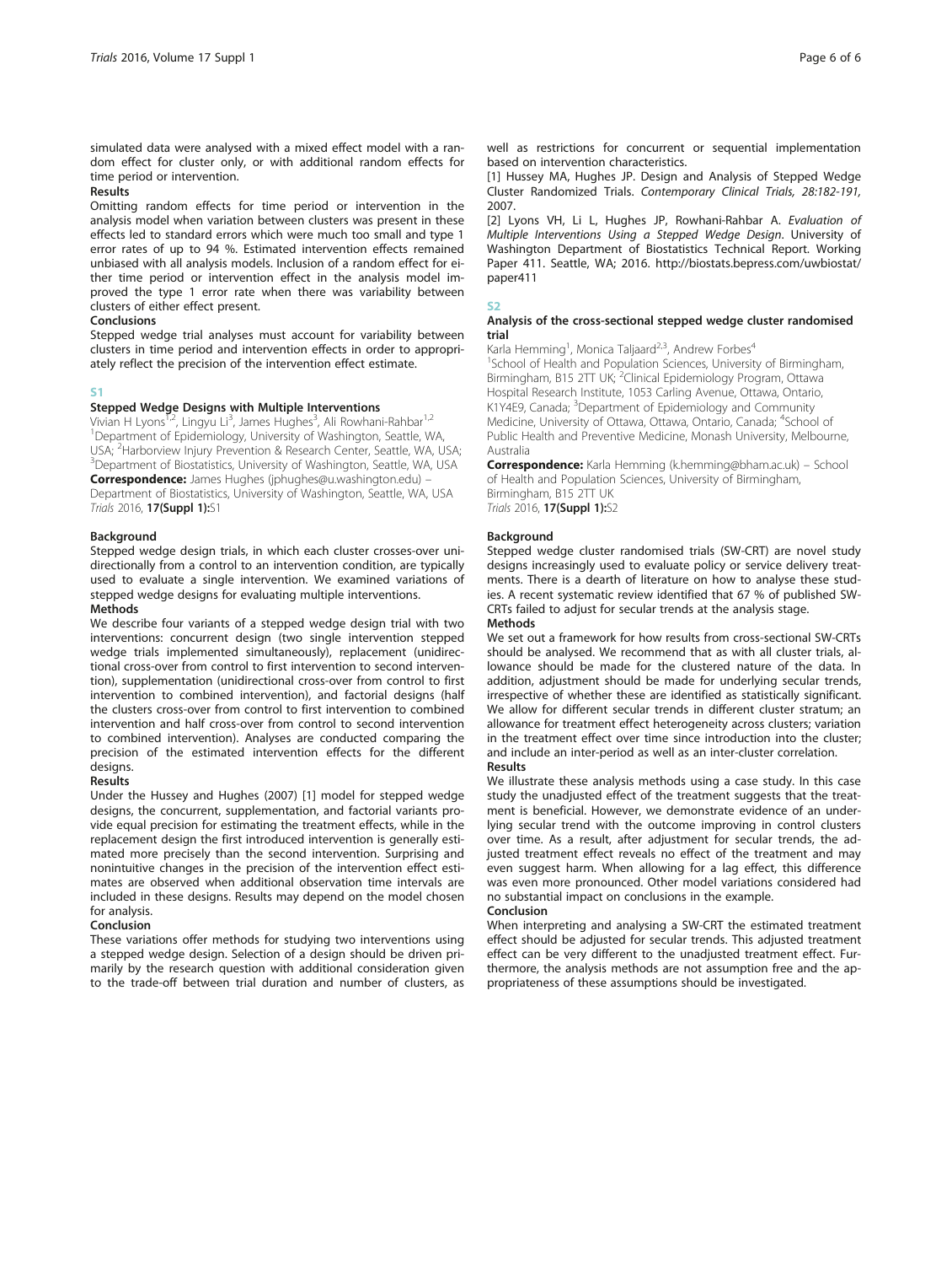simulated data were analysed with a mixed effect model with a random effect for cluster only, or with additional random effects for time period or intervention.

### Results

Omitting random effects for time period or intervention in the analysis model when variation between clusters was present in these effects led to standard errors which were much too small and type 1 error rates of up to 94 %. Estimated intervention effects remained unbiased with all analysis models. Inclusion of a random effect for either time period or intervention effect in the analysis model improved the type 1 error rate when there was variability between clusters of either effect present.

### Conclusions

Stepped wedge trial analyses must account for variability between clusters in time period and intervention effects in order to appropriately reflect the precision of the intervention effect estimate.

## S1

### Stepped Wedge Designs with Multiple Interventions

Vivian H Lyons[1,2], Lingyu Li[3], James Hughes[3], Ali Rowhani-Rahbar[1,2]

[1]Department of Epidemiology, University of Washington, Seattle, WA, USA; [2]Harborview Injury Prevention & Research Center, Seattle, WA, USA; [3]Department of Biostatistics, University of Washington, Seattle, WA, USA

**Correspondence:** James Hughes (jphughes@u.washington.edu) – Department of Biostatistics, University of Washington, Seattle, WA, USA

*Trials* 2016, **17(Suppl 1):**S1

### Background

Stepped wedge design trials, in which each cluster crosses-over unidirectionally from a control to an intervention condition, are typically used to evaluate a single intervention. We examined variations of stepped wedge designs for evaluating multiple interventions.

### Methods

We describe four variants of a stepped wedge design trial with two interventions: concurrent design (two single intervention stepped wedge trials implemented simultaneously), replacement (unidirectional cross-over from control to first intervention to second intervention), supplementation (unidirectional cross-over from control to first intervention to combined intervention), and factorial designs (half the clusters cross-over from control to first intervention to combined intervention and half cross-over from control to second intervention to combined intervention). Analyses are conducted comparing the precision of the estimated intervention effects for the different designs.

### Results

Under the Hussey and Hughes (2007) [1] model for stepped wedge designs, the concurrent, supplementation, and factorial variants provide equal precision for estimating the treatment effects, while in the replacement design the first introduced intervention is generally estimated more precisely than the second intervention. Surprising and nonintuitive changes in the precision of the intervention effect estimates are observed when additional observation time intervals are included in these designs. Results may depend on the model chosen for analysis.

### Conclusion

These variations offer methods for studying two interventions using a stepped wedge design. Selection of a design should be driven primarily by the research question with additional consideration given to the trade-off between trial duration and number of clusters, as well as restrictions for concurrent or sequential implementation based on intervention characteristics.

[1] Hussey MA, Hughes JP. Design and Analysis of Stepped Wedge Cluster Randomized Trials. *Contemporary Clinical Trials, 28:182-191,* 2007.

[2] Lyons VH, Li L, Hughes JP, Rowhani-Rahbar A. *Evaluation of Multiple Interventions Using a Stepped Wedge Design*. University of Washington Department of Biostatistics Technical Report. Working Paper 411. Seattle, WA; 2016. http://biostats.bepress.com/uwbiostat/paper411

## S2

### Analysis of the cross-sectional stepped wedge cluster randomised trial

Karla Hemming[1], Monica Taljaard[2,3], Andrew Forbes[4]

[1]School of Health and Population Sciences, University of Birmingham, Birmingham, B15 2TT UK; [2]Clinical Epidemiology Program, Ottawa Hospital Research Institute, 1053 Carling Avenue, Ottawa, Ontario, K1Y4E9, Canada; [3]Department of Epidemiology and Community Medicine, University of Ottawa, Ottawa, Ontario, Canada; [4]School of Public Health and Preventive Medicine, Monash University, Melbourne, Australia

**Correspondence:** Karla Hemming (k.hemming@bham.ac.uk) – School of Health and Population Sciences, University of Birmingham, Birmingham, B15 2TT UK

*Trials* 2016, **17(Suppl 1):**S2

### Background

Stepped wedge cluster randomised trials (SW-CRT) are novel study designs increasingly used to evaluate policy or service delivery treatments. There is a dearth of literature on how to analyse these studies. A recent systematic review identified that 67 % of published SW-CRTs failed to adjust for secular trends at the analysis stage.

### Methods

We set out a framework for how results from cross-sectional SW-CRTs should be analysed. We recommend that as with all cluster trials, allowance should be made for the clustered nature of the data. In addition, adjustment should be made for underlying secular trends, irrespective of whether these are identified as statistically significant. We allow for different secular trends in different cluster stratum; an allowance for treatment effect heterogeneity across clusters; variation in the treatment effect over time since introduction into the cluster; and include an inter-period as well as an inter-cluster correlation.

### Results

We illustrate these analysis methods using a case study. In this case study the unadjusted effect of the treatment suggests that the treatment is beneficial. However, we demonstrate evidence of an underlying secular trend with the outcome improving in control clusters over time. As a result, after adjustment for secular trends, the adjusted treatment effect reveals no effect of the treatment and may even suggest harm. When allowing for a lag effect, this difference was even more pronounced. Other model variations considered had no substantial impact on conclusions in the example.

### Conclusion

When interpreting and analysing a SW-CRT the estimated treatment effect should be adjusted for secular trends. This adjusted treatment effect can be very different to the unadjusted treatment effect. Furthermore, the analysis methods are not assumption free and the appropriateness of these assumptions should be investigated.